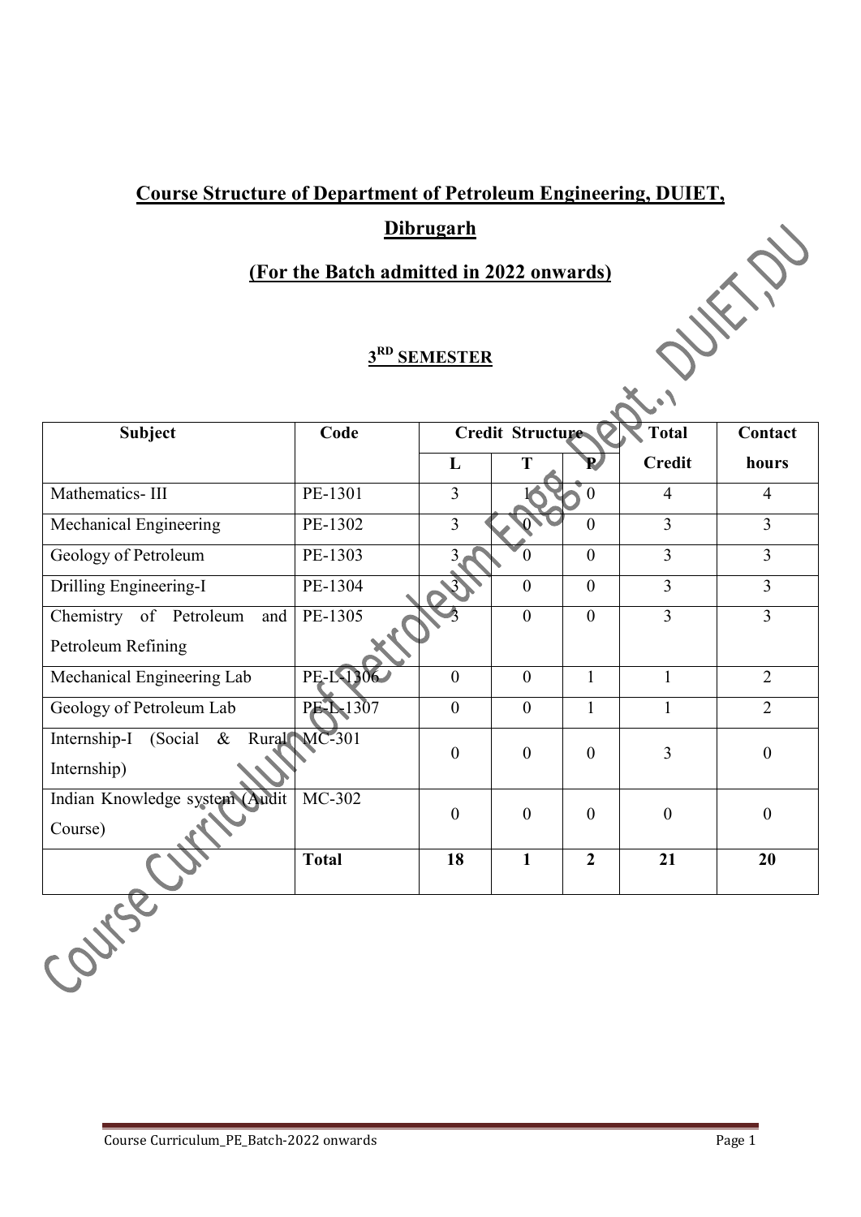# Course Structure of Department of Petroleum Engineering, DUIET, Dibrugarh

## (For the Batch admitted in 2022 onwards)

### 3RD SEMESTER

| Subject | Code | Credit Structure | | | Total Credit | Contact hours |
|---|---|---|---|---|---|---|
| | | L | T | P | | |
| Mathematics- III | PE-1301 | 3 | 1 | 0 | 4 | 4 |
| Mechanical Engineering | PE-1302 | 3 | 0 | 0 | 3 | 3 |
| Geology of Petroleum | PE-1303 | 3 | 0 | 0 | 3 | 3 |
| Drilling Engineering-I | PE-1304 | 3 | 0 | 0 | 3 | 3 |
| Chemistry of Petroleum and Petroleum Refining | PE-1305 | 3 | 0 | 0 | 3 | 3 |
| Mechanical Engineering Lab | PE-L-1306 | 0 | 0 | 1 | 1 | 2 |
| Geology of Petroleum Lab | PE-L-1307 | 0 | 0 | 1 | 1 | 2 |
| Internship-I (Social & Rural Internship) | MC-301 | 0 | 0 | 0 | 3 | 0 |
| Indian Knowledge system (Audit Course) | MC-302 | 0 | 0 | 0 | 0 | 0 |
| | **Total** | **18** | **1** | **2** | **21** | **20** |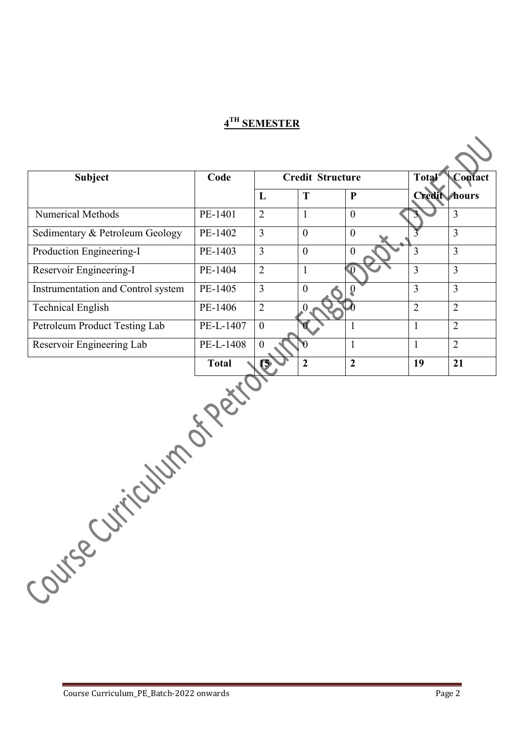## 4[TH] SEMESTER

| Subject | Code | Credit Structure | | | Total Credit | Contact hours |
|---|---|---|---|---|---|---|
| | | L | T | P | | |
| Numerical Methods | PE-1401 | 2 | 1 | 0 | 3 | 3 |
| Sedimentary & Petroleum Geology | PE-1402 | 3 | 0 | 0 | 3 | 3 |
| Production Engineering-I | PE-1403 | 3 | 0 | 0 | 3 | 3 |
| Reservoir Engineering-I | PE-1404 | 2 | 1 | 0 | 3 | 3 |
| Instrumentation and Control system | PE-1405 | 3 | 0 | 0 | 3 | 3 |
| Technical English | PE-1406 | 2 | 0 | 0 | 2 | 2 |
| Petroleum Product Testing Lab | PE-L-1407 | 0 | 0 | 1 | 1 | 2 |
| Reservoir Engineering Lab | PE-L-1408 | 0 | 0 | 1 | 1 | 2 |
| | **Total** | **15** | **2** | **2** | **19** | **21** |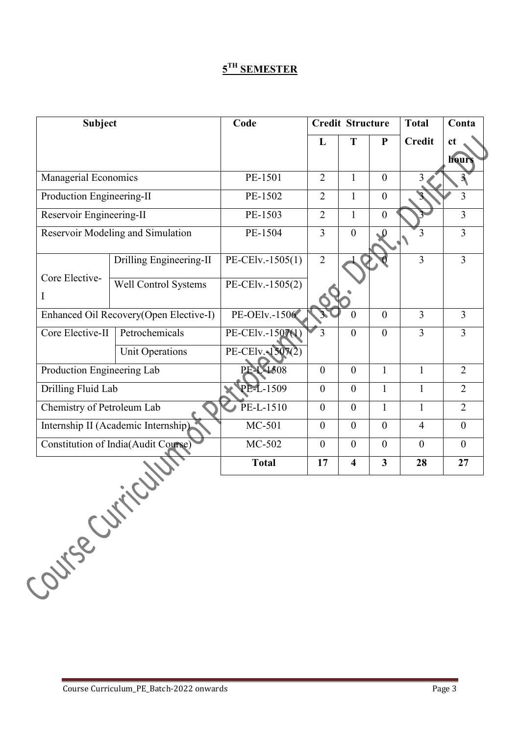## $5^{TH}$ SEMESTER

| Subject | | Code | Credit Structure | | | Total Credit | Contact hours |
|---|---|---|---|---|---|---|---|
| | | | L | T | P | | |
| Managerial Economics | | PE-1501 | 2 | 1 | 0 | 3 | 3 |
| Production Engineering-II | | PE-1502 | 2 | 1 | 0 | 3 | 3 |
| Reservoir Engineering-II | | PE-1503 | 2 | 1 | 0 | 3 | 3 |
| Reservoir Modeling and Simulation | | PE-1504 | 3 | 0 | 0 | 3 | 3 |
| Core Elective-I | Drilling Engineering-II | PE-CElv.-1505(1) | 2 | 1 | 0 | 3 | 3 |
| | Well Control Systems | PE-CElv.-1505(2) | | | | | |
| Enhanced Oil Recovery(Open Elective-I) | | PE-OElv.-1506 | 3 | 0 | 0 | 3 | 3 |
| Core Elective-II | Petrochemicals | PE-CElv.-1507(1) | 3 | 0 | 0 | 3 | 3 |
| | Unit Operations | PE-CElv.-1507(2) | | | | | |
| Production Engineering Lab | | PE-L-1508 | 0 | 0 | 1 | 1 | 2 |
| Drilling Fluid Lab | | PE-L-1509 | 0 | 0 | 1 | 1 | 2 |
| Chemistry of Petroleum Lab | | PE-L-1510 | 0 | 0 | 1 | 1 | 2 |
| Internship II (Academic Internship) | | MC-501 | 0 | 0 | 0 | 4 | 0 |
| Constitution of India(Audit Course) | | MC-502 | 0 | 0 | 0 | 0 | 0 |
| | | **Total** | **17** | **4** | **3** | **28** | **27** |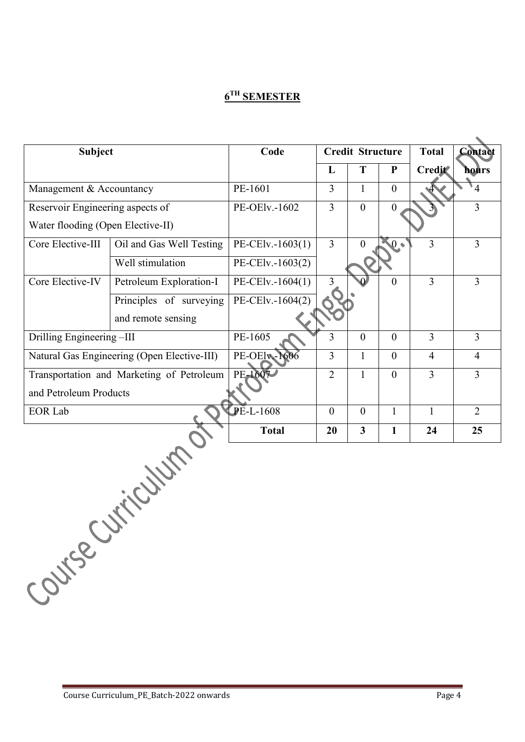## 6^TH^ SEMESTER

| Subject | | Code | Credit Structure | | | Total Credit | Contact hours |
|---|---|---|---|---|---|---|---|
| | | | L | T | P | | |
| Management & Accountancy | | PE-1601 | 3 | 1 | 0 | 4 | 4 |
| Reservoir Engineering aspects of Water flooding (Open Elective-II) | | PE-OElv.-1602 | 3 | 0 | 0 | 3 | 3 |
| Core Elective-III | Oil and Gas Well Testing | PE-CElv.-1603(1) | 3 | 0 | 0 | 3 | 3 |
| | Well stimulation | PE-CElv.-1603(2) | | | | | |
| Core Elective-IV | Petroleum Exploration-I | PE-CElv.-1604(1) | 3 | 0 | 0 | 3 | 3 |
| | Principles of surveying and remote sensing | PE-CElv.-1604(2) | | | | | |
| Drilling Engineering –III | | PE-1605 | 3 | 0 | 0 | 3 | 3 |
| Natural Gas Engineering (Open Elective-III) | | PE-OElv.-1606 | 3 | 1 | 0 | 4 | 4 |
| Transportation and Marketing of Petroleum and Petroleum Products | | PE-1607 | 2 | 1 | 0 | 3 | 3 |
| EOR Lab | | PE-L-1608 | 0 | 0 | 1 | 1 | 2 |
| | | **Total** | **20** | **3** | **1** | **24** | **25** |

Course Curriculum_PE_Batch-2022 onwards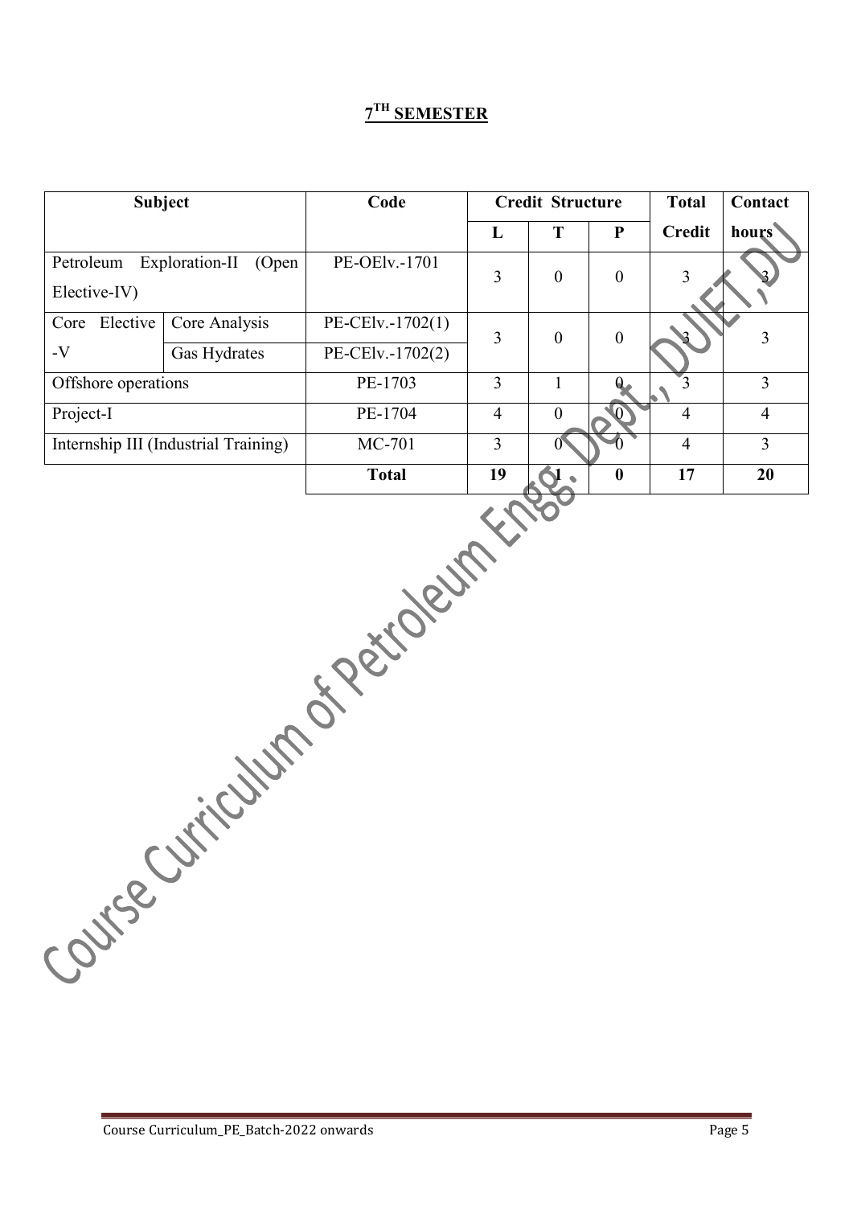# 7[TH] SEMESTER

| Subject | | Code | Credit Structure | | | Total | Contact |
|---|---|---|---|---|---|---|---|
| | | | L | T | P | Credit | hours |
| Petroleum Exploration-II (Open Elective-IV) | | PE-OElv.-1701 | 3 | 0 | 0 | 3 | 3 |
| Core Elective -V | Core Analysis | PE-CElv.-1702(1) | 3 | 0 | 0 | 3 | 3 |
| | Gas Hydrates | PE-CElv.-1702(2) | | | | | |
| Offshore operations | | PE-1703 | 3 | 1 | 0 | 3 | 3 |
| Project-I | | PE-1704 | 4 | 0 | 0 | 4 | 4 |
| Internship III (Industrial Training) | | MC-701 | 3 | 0 | 0 | 4 | 3 |
| | | **Total** | **19** | **1** | **0** | **17** | **20** |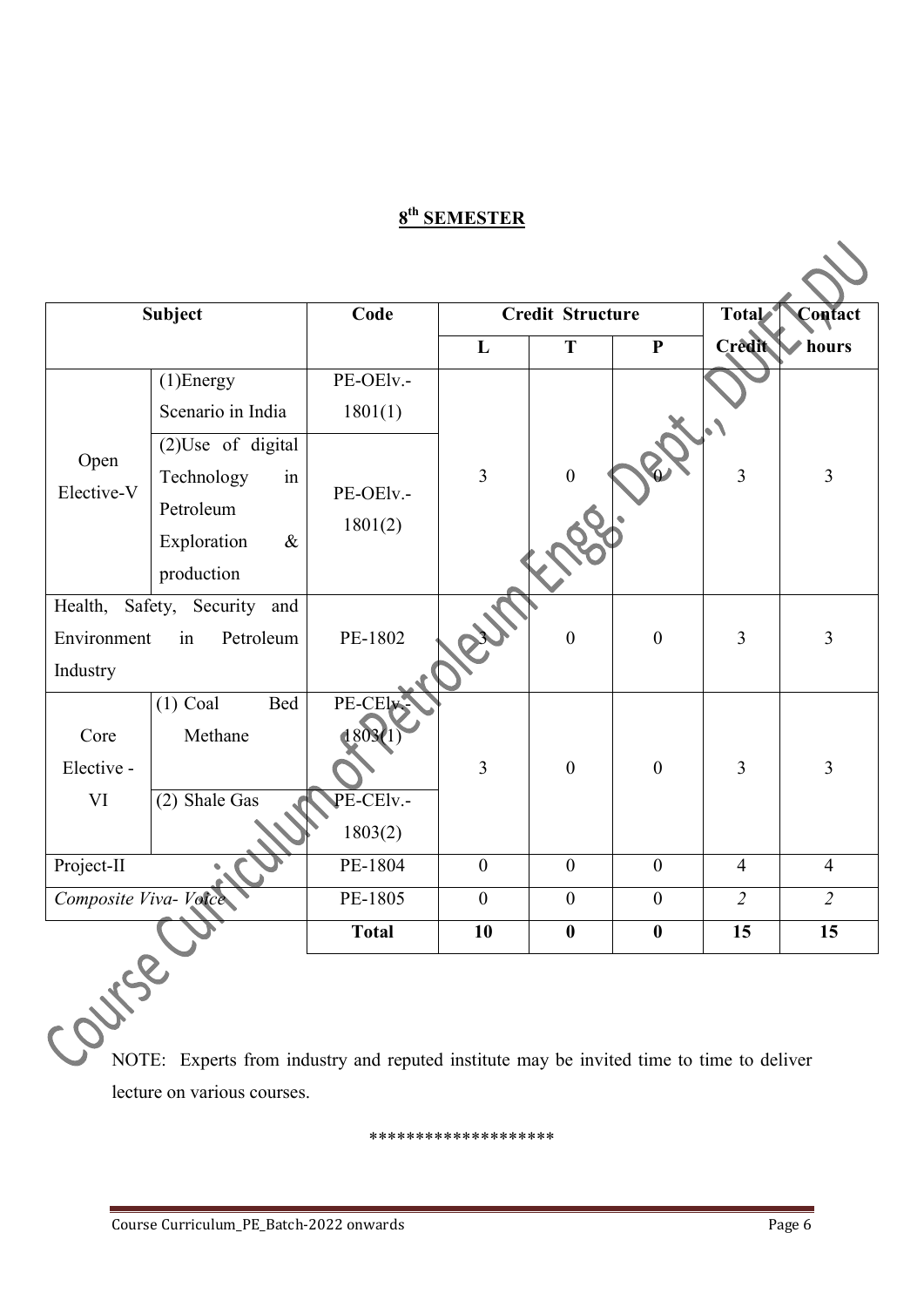## 8th SEMESTER

| Subject | | Code | Credit Structure | | | Total Credit | Contact hours |
|---|---|---|---|---|---|---|---|
| | | | L | T | P | | |
| Open Elective-V | (1)Energy Scenario in India | PE-OElv.-1801(1) | 3 | 0 | 0 | 3 | 3 |
| | (2)Use of digital Technology in Petroleum Exploration & production | PE-OElv.-1801(2) | | | | | |
| Health, Safety, Security and Environment in Petroleum Industry | | PE-1802 | 3 | 0 | 0 | 3 | 3 |
| Core Elective - VI | (1) Coal Bed Methane | PE-CElv.-1803(1) | 3 | 0 | 0 | 3 | 3 |
| | (2) Shale Gas | PE-CElv.-1803(2) | | | | | |
| Project-II | | PE-1804 | 0 | 0 | 0 | 4 | 4 |
| *Composite Viva- Voice* | | PE-1805 | 0 | 0 | 0 | *2* | *2* |
| | | **Total** | **10** | **0** | **0** | **15** | **15** |

NOTE: Experts from industry and reputed institute may be invited time to time to deliver lecture on various courses.

********************